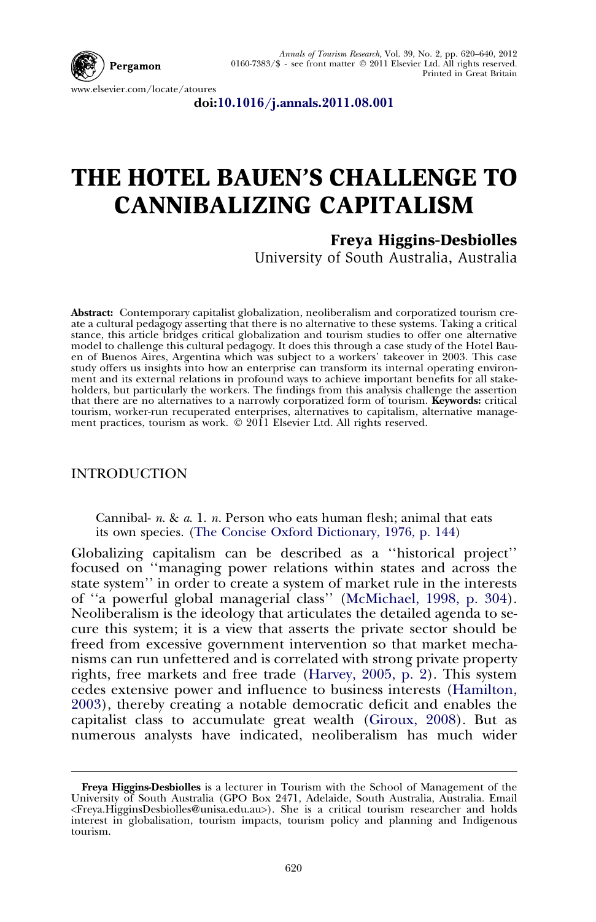doi:10.1016/j.annals.2011.08.001

# THE HOTEL BAUEN'S CHALLENGE TO CANNIBALIZING CAPITALISM

**Freya Higgins-Desbiolles**
University of South Australia, Australia

**Abstract:** Contemporary capitalist globalization, neoliberalism and corporatized tourism create a cultural pedagogy asserting that there is no alternative to these systems. Taking a critical stance, this article bridges critical globalization and tourism studies to offer one alternative model to challenge this cultural pedagogy. It does this through a case study of the Hotel Bauen of Buenos Aires, Argentina which was subject to a workers' takeover in 2003. This case study offers us insights into how an enterprise can transform its internal operating environment and its external relations in profound ways to achieve important benefits for all stakeholders, but particularly the workers. The findings from this analysis challenge the assertion that there are no alternatives to a narrowly corporatized form of tourism. **Keywords:** critical tourism, worker-run recuperated enterprises, alternatives to capitalism, alternative management practices, tourism as work. © 2011 Elsevier Ltd. All rights reserved.

## INTRODUCTION

> Cannibal- *n.* & *a.* 1. *n.* Person who eats human flesh; animal that eats its own species. (The Concise Oxford Dictionary, 1976, p. 144)

Globalizing capitalism can be described as a ''historical project'' focused on ''managing power relations within states and across the state system'' in order to create a system of market rule in the interests of ''a powerful global managerial class'' (McMichael, 1998, p. 304). Neoliberalism is the ideology that articulates the detailed agenda to secure this system; it is a view that asserts the private sector should be freed from excessive government intervention so that market mechanisms can run unfettered and is correlated with strong private property rights, free markets and free trade (Harvey, 2005, p. 2). This system cedes extensive power and influence to business interests (Hamilton, 2003), thereby creating a notable democratic deficit and enables the capitalist class to accumulate great wealth (Giroux, 2008). But as numerous analysts have indicated, neoliberalism has much wider

---

**Freya Higgins-Desbiolles** is a lecturer in Tourism with the School of Management of the University of South Australia (GPO Box 2471, Adelaide, South Australia, Australia. Email <Freya.HigginsDesbiolles@unisa.edu.au>). She is a critical tourism researcher and holds interest in globalisation, tourism impacts, tourism policy and planning and Indigenous tourism.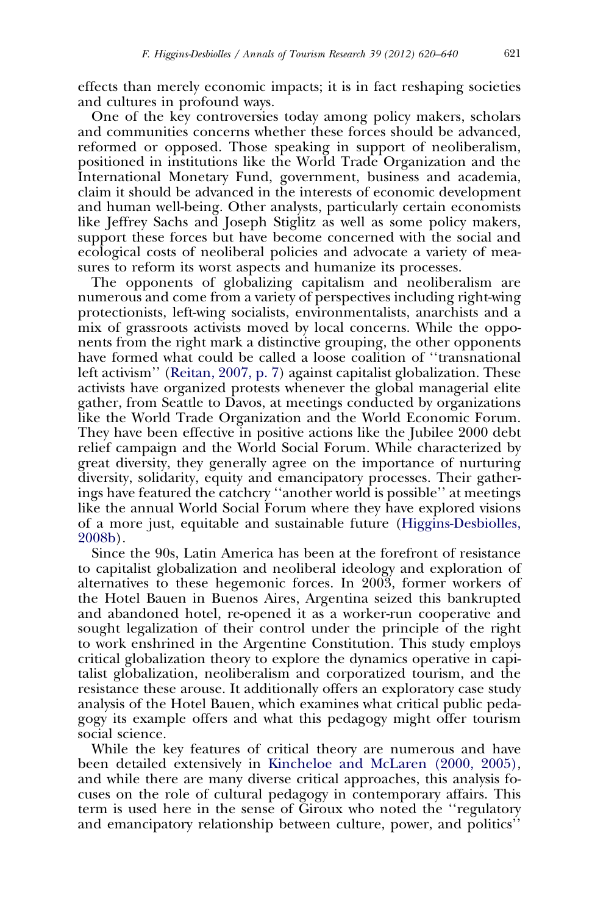effects than merely economic impacts; it is in fact reshaping societies and cultures in profound ways.

One of the key controversies today among policy makers, scholars and communities concerns whether these forces should be advanced, reformed or opposed. Those speaking in support of neoliberalism, positioned in institutions like the World Trade Organization and the International Monetary Fund, government, business and academia, claim it should be advanced in the interests of economic development and human well-being. Other analysts, particularly certain economists like Jeffrey Sachs and Joseph Stiglitz as well as some policy makers, support these forces but have become concerned with the social and ecological costs of neoliberal policies and advocate a variety of measures to reform its worst aspects and humanize its processes.

The opponents of globalizing capitalism and neoliberalism are numerous and come from a variety of perspectives including right-wing protectionists, left-wing socialists, environmentalists, anarchists and a mix of grassroots activists moved by local concerns. While the opponents from the right mark a distinctive grouping, the other opponents have formed what could be called a loose coalition of ''transnational left activism'' (Reitan, 2007, p. 7) against capitalist globalization. These activists have organized protests whenever the global managerial elite gather, from Seattle to Davos, at meetings conducted by organizations like the World Trade Organization and the World Economic Forum. They have been effective in positive actions like the Jubilee 2000 debt relief campaign and the World Social Forum. While characterized by great diversity, they generally agree on the importance of nurturing diversity, solidarity, equity and emancipatory processes. Their gatherings have featured the catchcry ''another world is possible'' at meetings like the annual World Social Forum where they have explored visions of a more just, equitable and sustainable future (Higgins-Desbiolles, 2008b).

Since the 90s, Latin America has been at the forefront of resistance to capitalist globalization and neoliberal ideology and exploration of alternatives to these hegemonic forces. In 2003, former workers of the Hotel Bauen in Buenos Aires, Argentina seized this bankrupted and abandoned hotel, re-opened it as a worker-run cooperative and sought legalization of their control under the principle of the right to work enshrined in the Argentine Constitution. This study employs critical globalization theory to explore the dynamics operative in capitalist globalization, neoliberalism and corporatized tourism, and the resistance these arouse. It additionally offers an exploratory case study analysis of the Hotel Bauen, which examines what critical public pedagogy its example offers and what this pedagogy might offer tourism social science.

While the key features of critical theory are numerous and have been detailed extensively in Kincheloe and McLaren (2000, 2005), and while there are many diverse critical approaches, this analysis focuses on the role of cultural pedagogy in contemporary affairs. This term is used here in the sense of Giroux who noted the ''regulatory and emancipatory relationship between culture, power, and politics''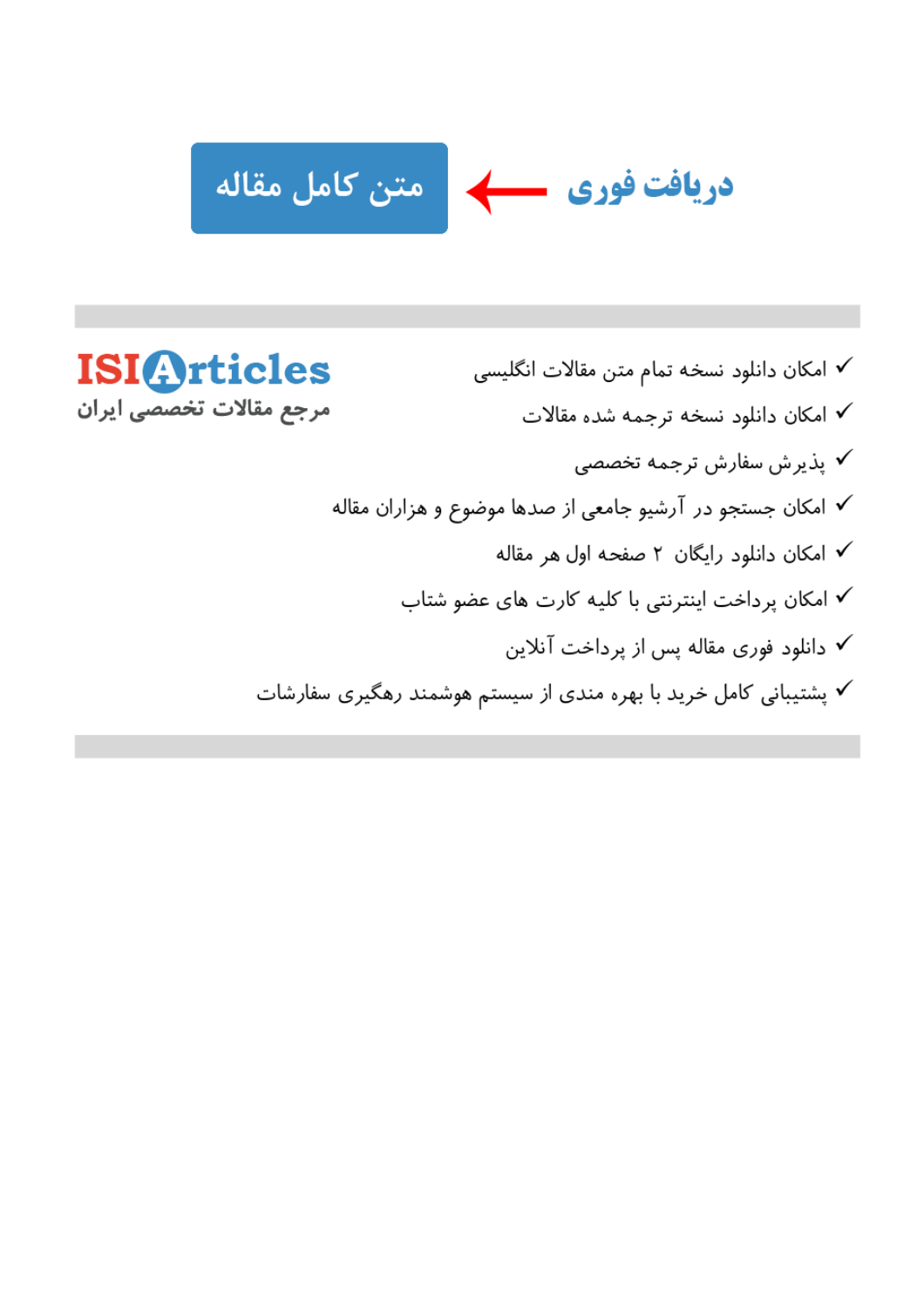دریافت فوری ← متن کامل مقاله

ISIArticles
مرجع مقالات تخصصی ایران

- ✓ امکان دانلود نسخه تمام متن مقالات انگلیسی
- ✓ امکان دانلود نسخه ترجمه شده مقالات
- ✓ پذیرش سفارش ترجمه تخصصی
- ✓ امکان جستجو در آرشیو جامعی از صدها موضوع و هزاران مقاله
- ✓ امکان دانلود رایگان ۲ صفحه اول هر مقاله
- ✓ امکان پرداخت اینترنتی با کلیه کارت های عضو شتاب
- ✓ دانلود فوری مقاله پس از پرداخت آنلاین
- ✓ پشتیبانی کامل خرید با بهره مندی از سیستم هوشمند رهگیری سفارشات